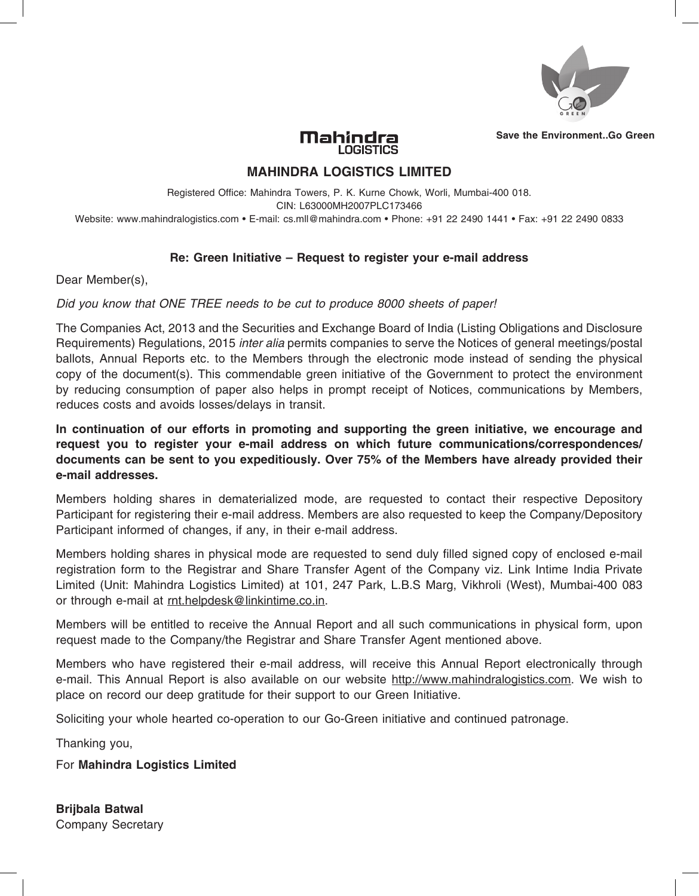Save the Environment..Go Green

# MAHINDRA LOGISTICS LIMITED

Registered Office: Mahindra Towers, P. K. Kurne Chowk, Worli, Mumbai-400 018.
CIN: L63000MH2007PLC173466
Website: www.mahindralogistics.com • E-mail: cs.mll@mahindra.com • Phone: +91 22 2490 1441 • Fax: +91 22 2490 0833

**Re: Green Initiative – Request to register your e-mail address**

Dear Member(s),

*Did you know that ONE TREE needs to be cut to produce 8000 sheets of paper!*

The Companies Act, 2013 and the Securities and Exchange Board of India (Listing Obligations and Disclosure Requirements) Regulations, 2015 *inter alia* permits companies to serve the Notices of general meetings/postal ballots, Annual Reports etc. to the Members through the electronic mode instead of sending the physical copy of the document(s). This commendable green initiative of the Government to protect the environment by reducing consumption of paper also helps in prompt receipt of Notices, communications by Members, reduces costs and avoids losses/delays in transit.

**In continuation of our efforts in promoting and supporting the green initiative, we encourage and request you to register your e-mail address on which future communications/correspondences/documents can be sent to you expeditiously. Over 75% of the Members have already provided their e-mail addresses.**

Members holding shares in dematerialized mode, are requested to contact their respective Depository Participant for registering their e-mail address. Members are also requested to keep the Company/Depository Participant informed of changes, if any, in their e-mail address.

Members holding shares in physical mode are requested to send duly filled signed copy of enclosed e-mail registration form to the Registrar and Share Transfer Agent of the Company viz. Link Intime India Private Limited (Unit: Mahindra Logistics Limited) at 101, 247 Park, L.B.S Marg, Vikhroli (West), Mumbai-400 083 or through e-mail at rnt.helpdesk@linkintime.co.in.

Members will be entitled to receive the Annual Report and all such communications in physical form, upon request made to the Company/the Registrar and Share Transfer Agent mentioned above.

Members who have registered their e-mail address, will receive this Annual Report electronically through e-mail. This Annual Report is also available on our website http://www.mahindralogistics.com. We wish to place on record our deep gratitude for their support to our Green Initiative.

Soliciting your whole hearted co-operation to our Go-Green initiative and continued patronage.

Thanking you,

For **Mahindra Logistics Limited**

**Brijbala Batwal**
Company Secretary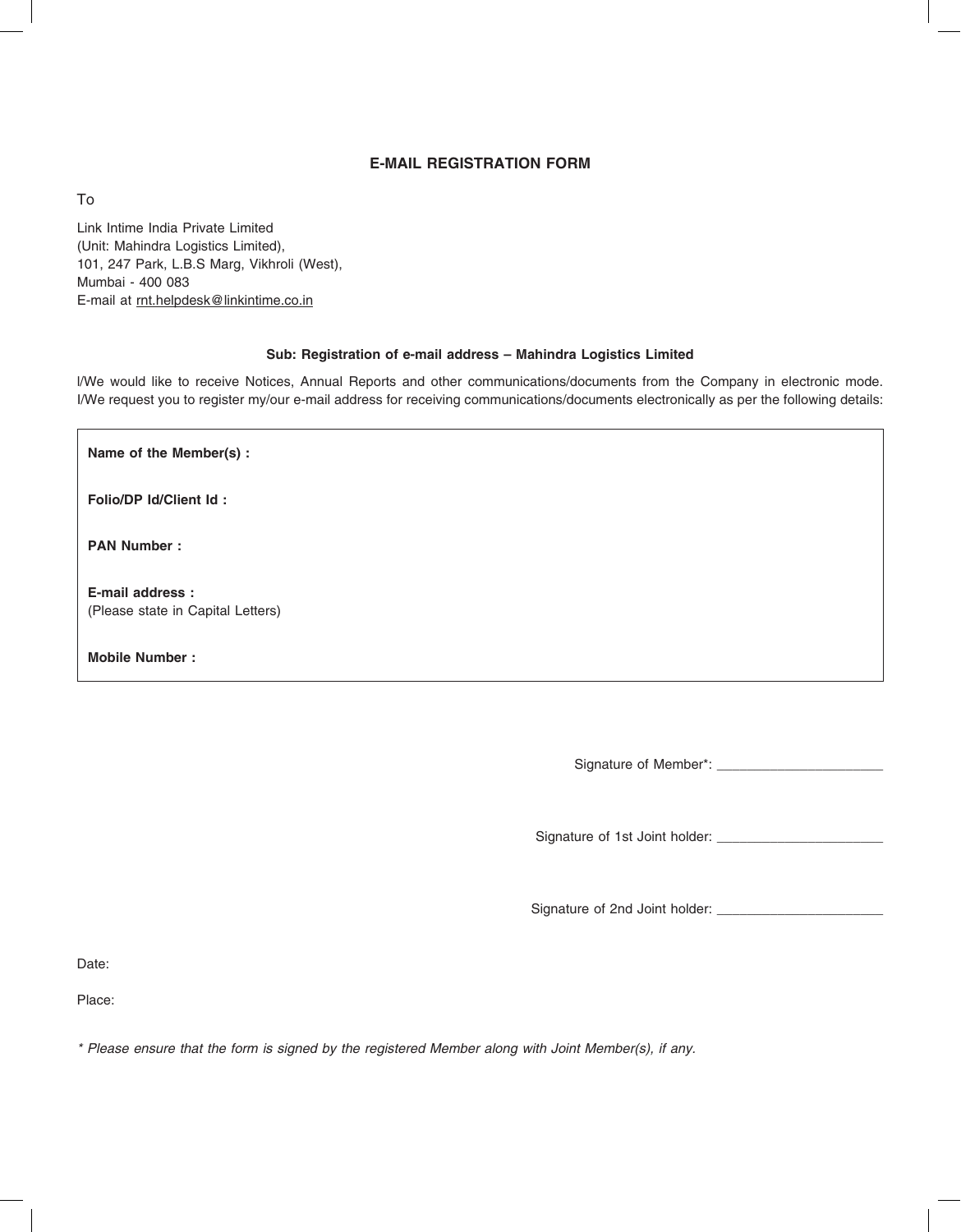## E-MAIL REGISTRATION FORM

To

Link Intime India Private Limited
(Unit: Mahindra Logistics Limited),
101, 247 Park, L.B.S Marg, Vikhroli (West),
Mumbai - 400 083
E-mail at rnt.helpdesk@linkintime.co.in

**Sub: Registration of e-mail address – Mahindra Logistics Limited**

I/We would like to receive Notices, Annual Reports and other communications/documents from the Company in electronic mode. I/We request you to register my/our e-mail address for receiving communications/documents electronically as per the following details:

| | |
|---|---|
| **Name of the Member(s) :** | |
| **Folio/DP Id/Client Id :** | |
| **PAN Number :** | |
| **E-mail address :** (Please state in Capital Letters) | |
| **Mobile Number :** | |

Signature of Member*: ______________________

Signature of 1st Joint holder: ______________________

Signature of 2nd Joint holder: ______________________

Date:

Place:

*\* Please ensure that the form is signed by the registered Member along with Joint Member(s), if any.*